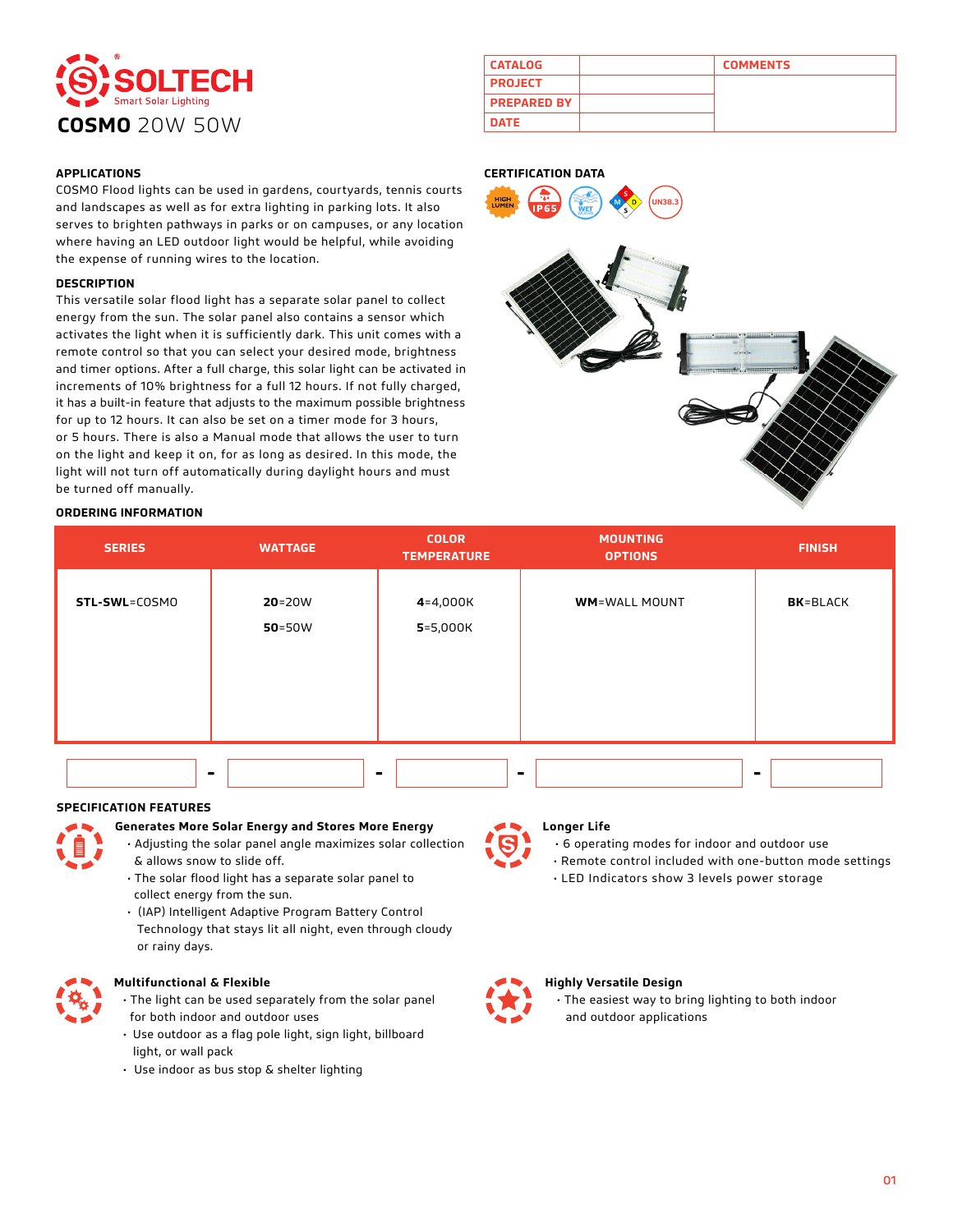# SOLTECH

Smart Solar Lighting

# COSMO 20W 50W

| CATALOG | | COMMENTS |
|---|---|---|
| PROJECT | | |
| PREPARED BY | | |
| DATE | | |

## APPLICATIONS

COSMO Flood lights can be used in gardens, courtyards, tennis courts and landscapes as well as for extra lighting in parking lots. It also serves to brighten pathways in parks or on campuses, or any location where having an LED outdoor light would be helpful, while avoiding the expense of running wires to the location.

## DESCRIPTION

This versatile solar flood light has a separate solar panel to collect energy from the sun. The solar panel also contains a sensor which activates the light when it is sufficiently dark. This unit comes with a remote control so that you can select your desired mode, brightness and timer options. After a full charge, this solar light can be activated in increments of 10% brightness for a full 12 hours. If not fully charged, it has a built-in feature that adjusts to the maximum possible brightness for up to 12 hours. It can also be set on a timer mode for 3 hours, or 5 hours. There is also a Manual mode that allows the user to turn on the light and keep it on, for as long as desired. In this mode, the light will not turn off automatically during daylight hours and must be turned off manually.

## CERTIFICATION DATA

HIGH LUMEN · IP65 · WET · UN38.3

## ORDERING INFORMATION

| SERIES | WATTAGE | COLOR TEMPERATURE | MOUNTING OPTIONS | FINISH |
|---|---|---|---|---|
| **STL-SWL**=COSMO | **20**=20W<br>**50**=50W | **4**=4,000K<br>**5**=5,000K | **WM**=WALL MOUNT | **BK**=BLACK |

\_\_\_\_\_ - \_\_\_\_\_ - \_\_\_\_\_ - \_\_\_\_\_ - \_\_\_\_\_

## SPECIFICATION FEATURES

### Generates More Solar Energy and Stores More Energy

- Adjusting the solar panel angle maximizes solar collection & allows snow to slide off.
- The solar flood light has a separate solar panel to collect energy from the sun.
- (IAP) Intelligent Adaptive Program Battery Control Technology that stays lit all night, even through cloudy or rainy days.

### Longer Life

- 6 operating modes for indoor and outdoor use
- Remote control included with one-button mode settings
- LED Indicators show 3 levels power storage

### Multifunctional & Flexible

- The light can be used separately from the solar panel for both indoor and outdoor uses
- Use outdoor as a flag pole light, sign light, billboard light, or wall pack
- Use indoor as bus stop & shelter lighting

### Highly Versatile Design

- The easiest way to bring lighting to both indoor and outdoor applications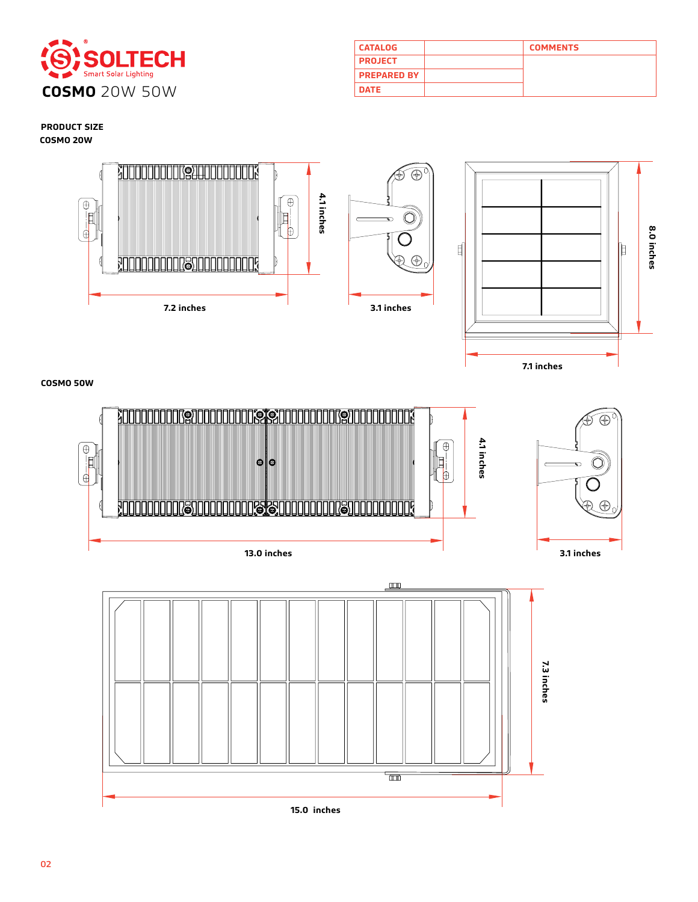SOLTECH
Smart Solar Lighting

# COSMO 20W 50W

| CATALOG | | COMMENTS |
|---|---|---|
| PROJECT | | |
| PREPARED BY | | |
| DATE | | |

**PRODUCT SIZE**

**COSMO 20W**

4.1 inches

7.2 inches

3.1 inches

8.0 inches

7.1 inches

**COSMO 50W**

4.1 inches

13.0 inches

3.1 inches

7.3 inches

15.0 inches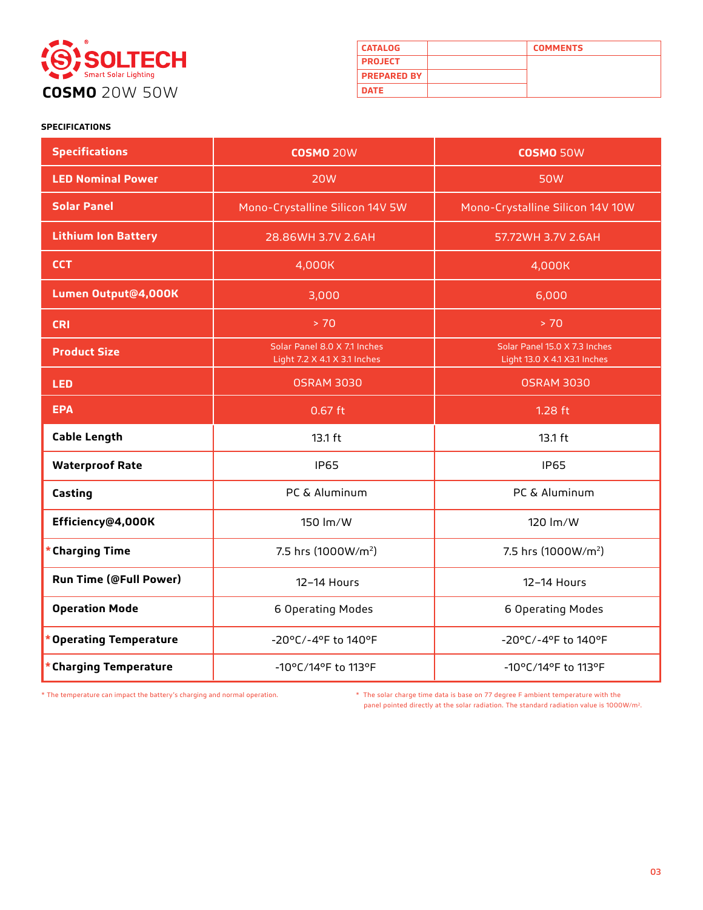# SOLTECH
Smart Solar Lighting

## COSMO 20W 50W

| CATALOG | | COMMENTS |
|---|---|---|
| PROJECT | | |
| PREPARED BY | | |
| DATE | | |

**SPECIFICATIONS**

| Specifications | COSMO 20W | COSMO 50W |
|---|---|---|
| LED Nominal Power | 20W | 50W |
| Solar Panel | Mono-Crystalline Silicon 14V 5W | Mono-Crystalline Silicon 14V 10W |
| Lithium Ion Battery | 28.86WH 3.7V 2.6AH | 57.72WH 3.7V 2.6AH |
| CCT | 4,000K | 4,000K |
| Lumen Output@4,000K | 3,000 | 6,000 |
| CRI | > 70 | > 70 |
| Product Size | Solar Panel 8.0 X 7.1 Inches<br>Light 7.2 X 4.1 X 3.1 Inches | Solar Panel 15.0 X 7.3 Inches<br>Light 13.0 X 4.1 X3.1 Inches |
| LED | OSRAM 3030 | OSRAM 3030 |
| EPA | 0.67 ft | 1.28 ft |
| Cable Length | 13.1 ft | 13.1 ft |
| Waterproof Rate | IP65 | IP65 |
| Casting | PC & Aluminum | PC & Aluminum |
| Efficiency@4,000K | 150 lm/W | 120 lm/W |
| *Charging Time | 7.5 hrs (1000W/m$^2$) | 7.5 hrs (1000W/m$^2$) |
| Run Time (@Full Power) | 12–14 Hours | 12–14 Hours |
| Operation Mode | 6 Operating Modes | 6 Operating Modes |
| *Operating Temperature | -20°C/-4°F to 140°F | -20°C/-4°F to 140°F |
| *Charging Temperature | -10°C/14°F to 113°F | -10°C/14°F to 113°F |

* The temperature can impact the battery's charging and normal operation.

* The solar charge time data is base on 77 degree F ambient temperature with the panel pointed directly at the solar radiation. The standard radiation value is 1000W/m$^2$.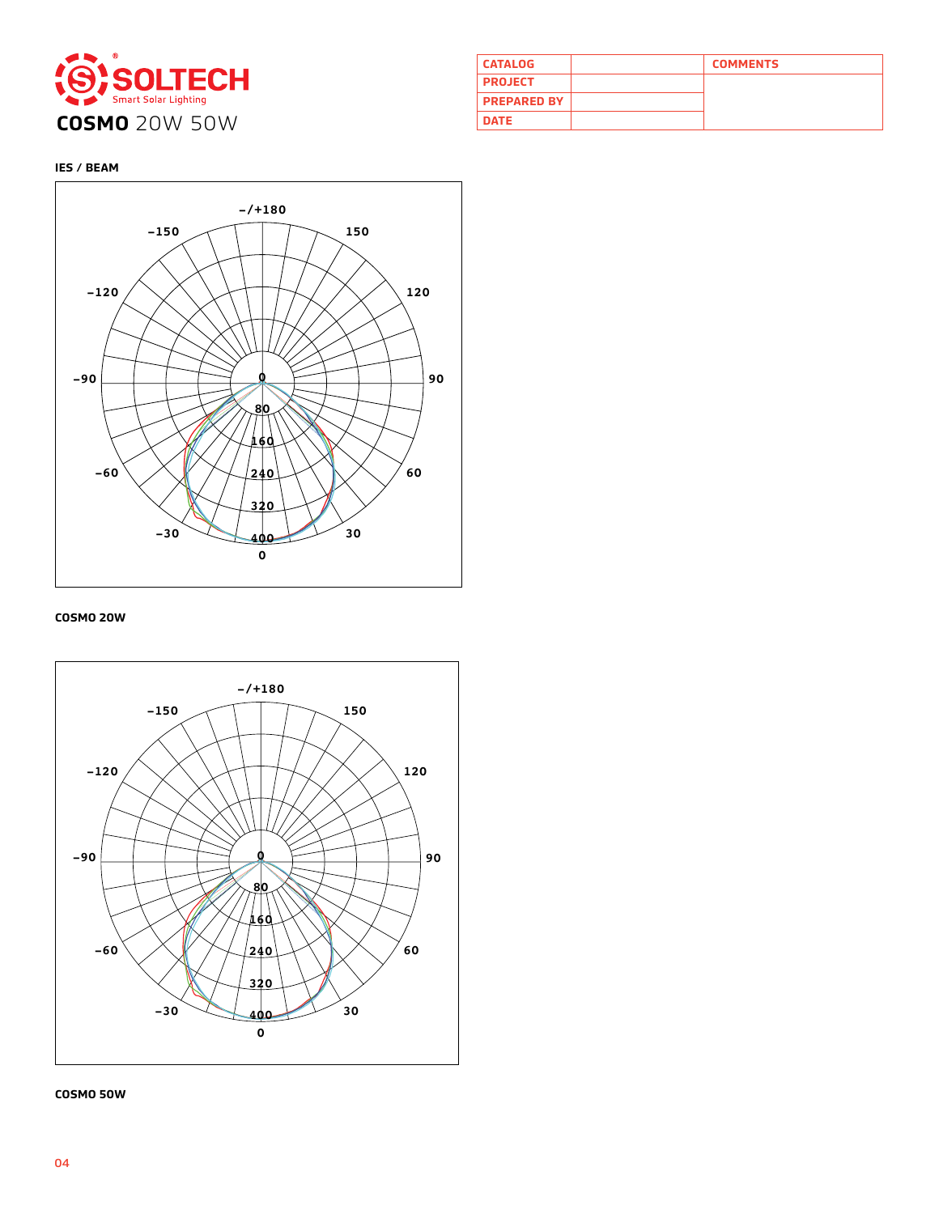# SOLTECH

Smart Solar Lighting

## COSMO 20W 50W

| CATALOG | | COMMENTS |
| --- | --- | --- |
| PROJECT | | |
| PREPARED BY | | |
| DATE | | |

### IES / BEAM

-/+180, 150, 120, 90, 60, 30, 0, -30, -60, -90, -120, -150

0, 80, 160, 240, 320, 400

**COSMO 20W**

-/+180, 150, 120, 90, 60, 30, 0, -30, -60, -90, -120, -150

0, 80, 160, 240, 320, 400

**COSMO 50W**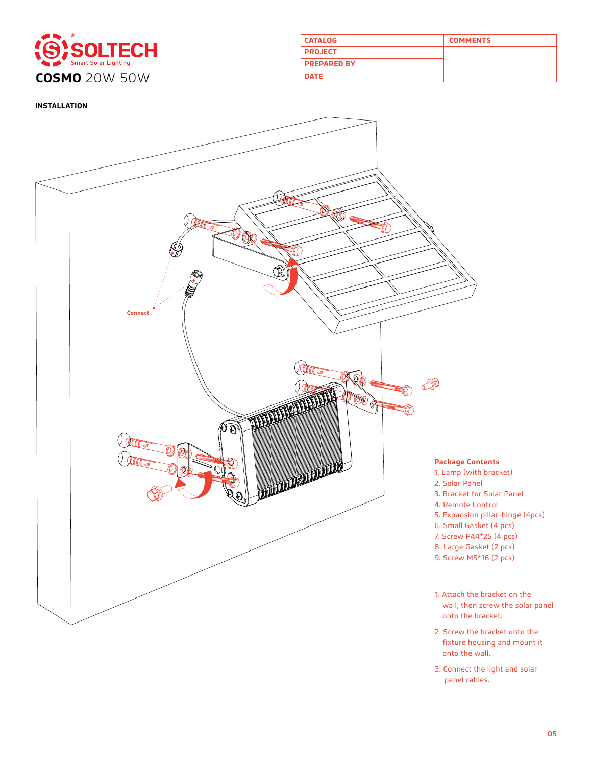**SOLTECH** Smart Solar Lighting

**COSMO** 20W 50W

| CATALOG | | COMMENTS |
|---|---|---|
| PROJECT | | |
| PREPARED BY | | |
| DATE | | |

**INSTALLATION**

Connect

**Package Contents**

1. Lamp (with bracket)
2. Solar Panel
3. Bracket for Solar Panel
4. Remote Control
5. Expansion pillar-hinge (4pcs)
6. Small Gasket (4 pcs)
7. Screw PA4*25 (4 pcs)
8. Large Gasket (2 pcs)
9. Screw M5*16 (2 pcs)

1. Attach the bracket on the wall, then screw the solar panel onto the bracket.
2. Screw the bracket onto the fixture housing and mount it onto the wall.
3. Connect the light and solar panel cables.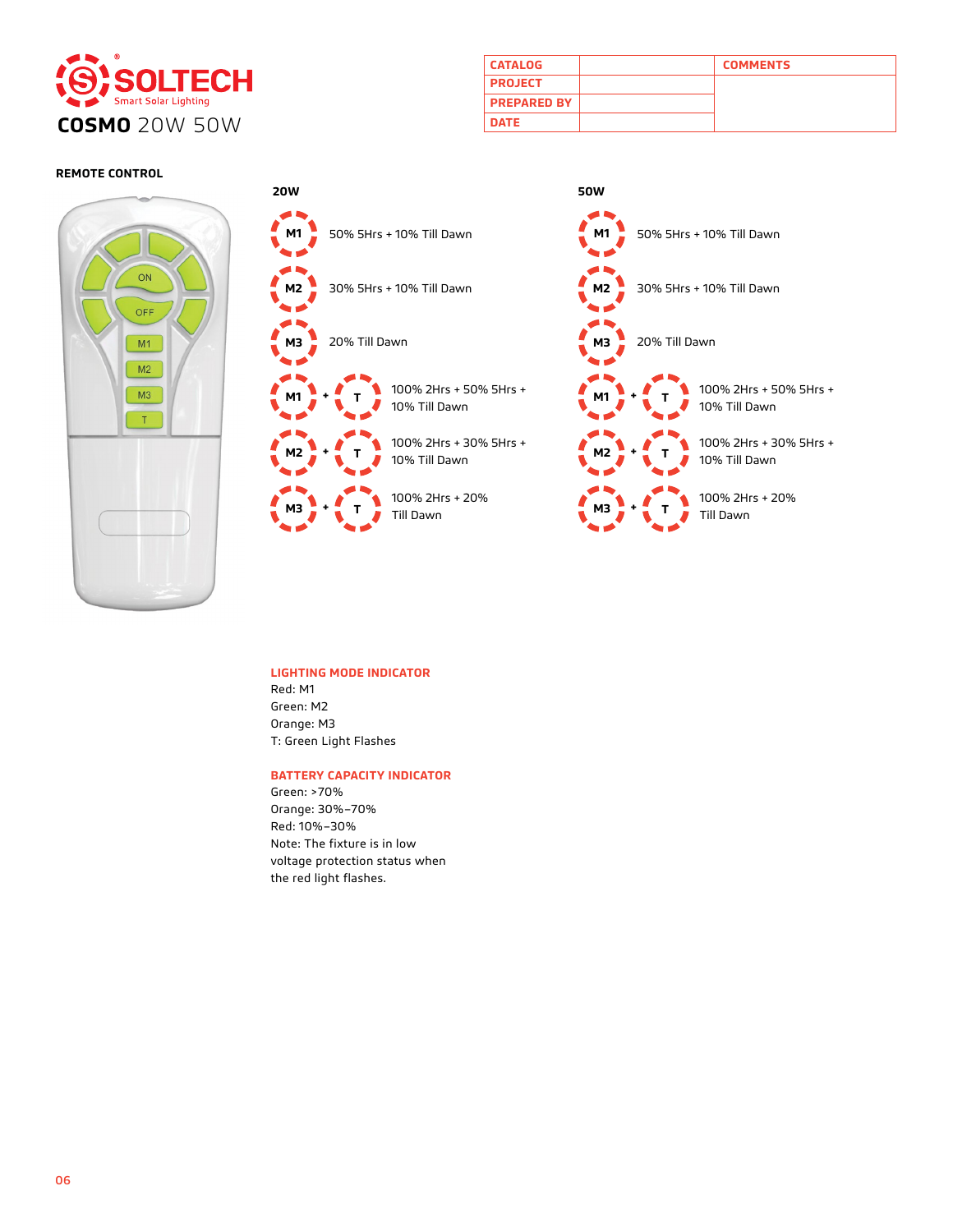# SOLTECH
Smart Solar Lighting

**COSMO** 20W 50W

| CATALOG | | COMMENTS |
|---|---|---|
| PROJECT | | |
| PREPARED BY | | |
| DATE | | |

## REMOTE CONTROL

ON
OFF
M1
M2
M3
T

### 20W

| Mode | Setting |
|---|---|
| M1 | 50% 5Hrs + 10% Till Dawn |
| M2 | 30% 5Hrs + 10% Till Dawn |
| M3 | 20% Till Dawn |
| M1 + T | 100% 2Hrs + 50% 5Hrs + 10% Till Dawn |
| M2 + T | 100% 2Hrs + 30% 5Hrs + 10% Till Dawn |
| M3 + T | 100% 2Hrs + 20% Till Dawn |

### 50W

| Mode | Setting |
|---|---|
| M1 | 50% 5Hrs + 10% Till Dawn |
| M2 | 30% 5Hrs + 10% Till Dawn |
| M3 | 20% Till Dawn |
| M1 + T | 100% 2Hrs + 50% 5Hrs + 10% Till Dawn |
| M2 + T | 100% 2Hrs + 30% 5Hrs + 10% Till Dawn |
| M3 + T | 100% 2Hrs + 20% Till Dawn |

**LIGHTING MODE INDICATOR**

Red: M1
Green: M2
Orange: M3
T: Green Light Flashes

**BATTERY CAPACITY INDICATOR**

Green: >70%
Orange: 30%–70%
Red: 10%–30%
Note: The fixture is in low voltage protection status when the red light flashes.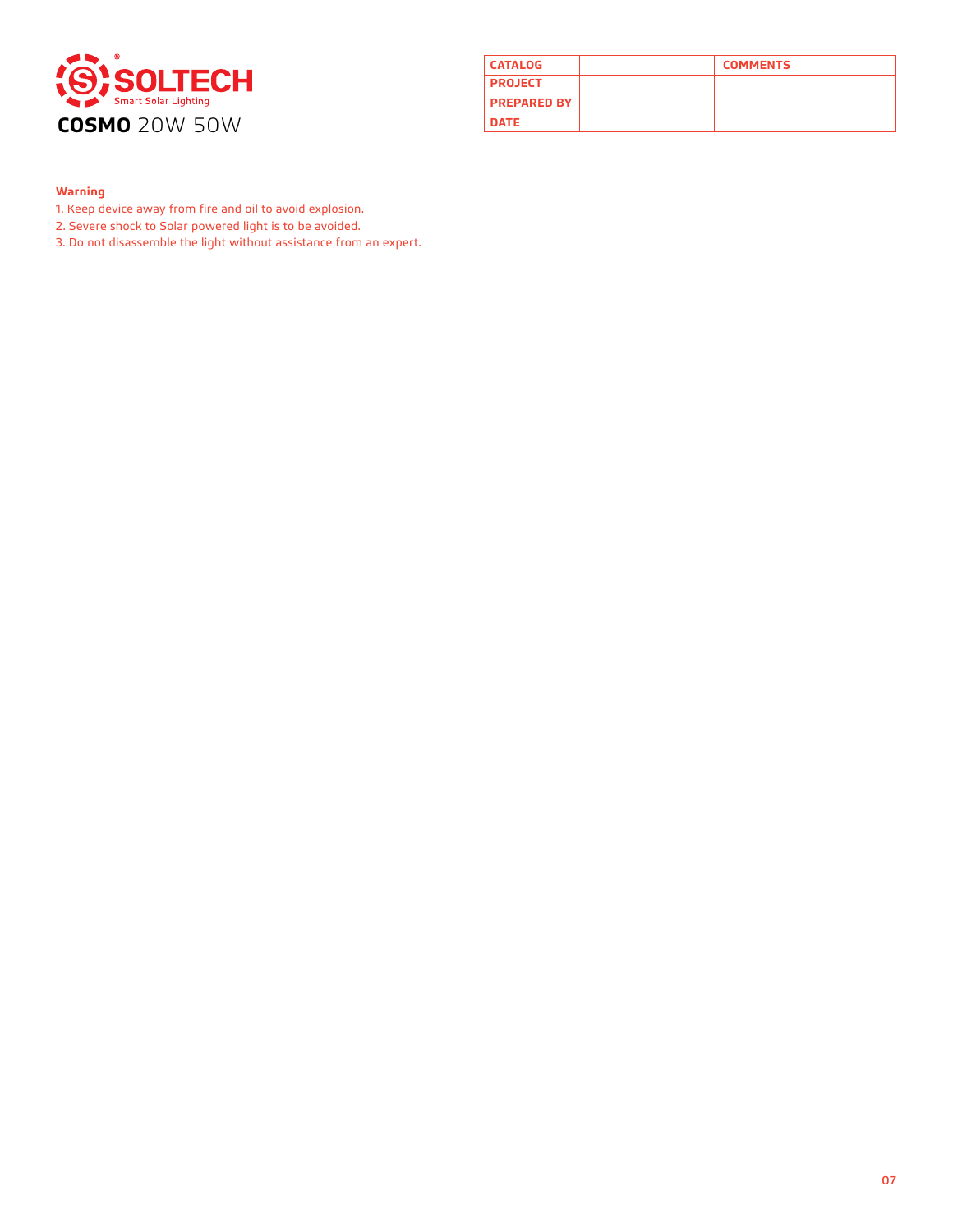SOLTECH
Smart Solar Lighting

**COSMO** 20W 50W

| CATALOG | | COMMENTS |
|---|---|---|
| PROJECT | | |
| PREPARED BY | | |
| DATE | | |

**Warning**

1. Keep device away from fire and oil to avoid explosion.
2. Severe shock to Solar powered light is to be avoided.
3. Do not disassemble the light without assistance from an expert.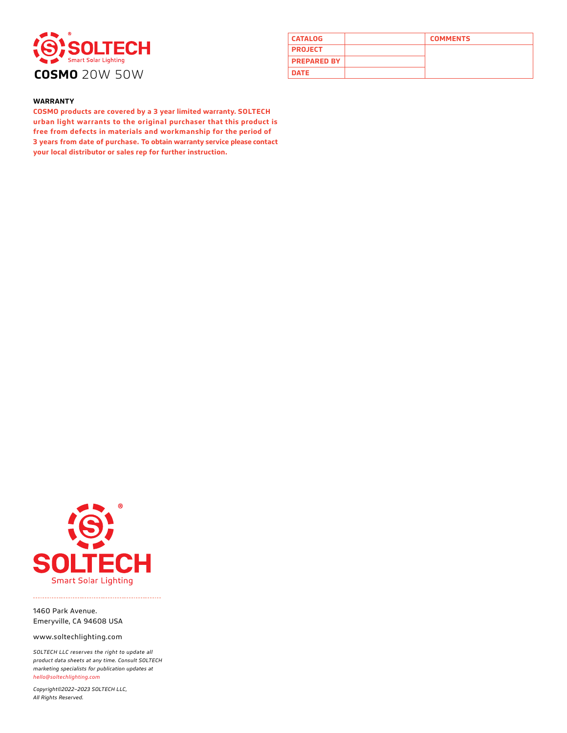SOLTECH
Smart Solar Lighting

**COSMO** 20W 50W

| CATALOG | | COMMENTS |
|---|---|---|
| PROJECT | | |
| PREPARED BY | | |
| DATE | | |

**WARRANTY**

**COSMO products are covered by a 3 year limited warranty. SOLTECH urban light warrants to the original purchaser that this product is free from defects in materials and workmanship for the period of 3 years from date of purchase. To obtain warranty service please contact your local distributor or sales rep for further instruction.**

SOLTECH
Smart Solar Lighting

1460 Park Avenue.
Emeryville, CA 94608 USA

www.soltechlighting.com

*SOLTECH LLC reserves the right to update all product data sheets at any time. Consult SOLTECH marketing specialists for publication updates at hello@soltechlighting.com*

*Copyright©2022–2023 SOLTECH LLC, All Rights Reserved.*